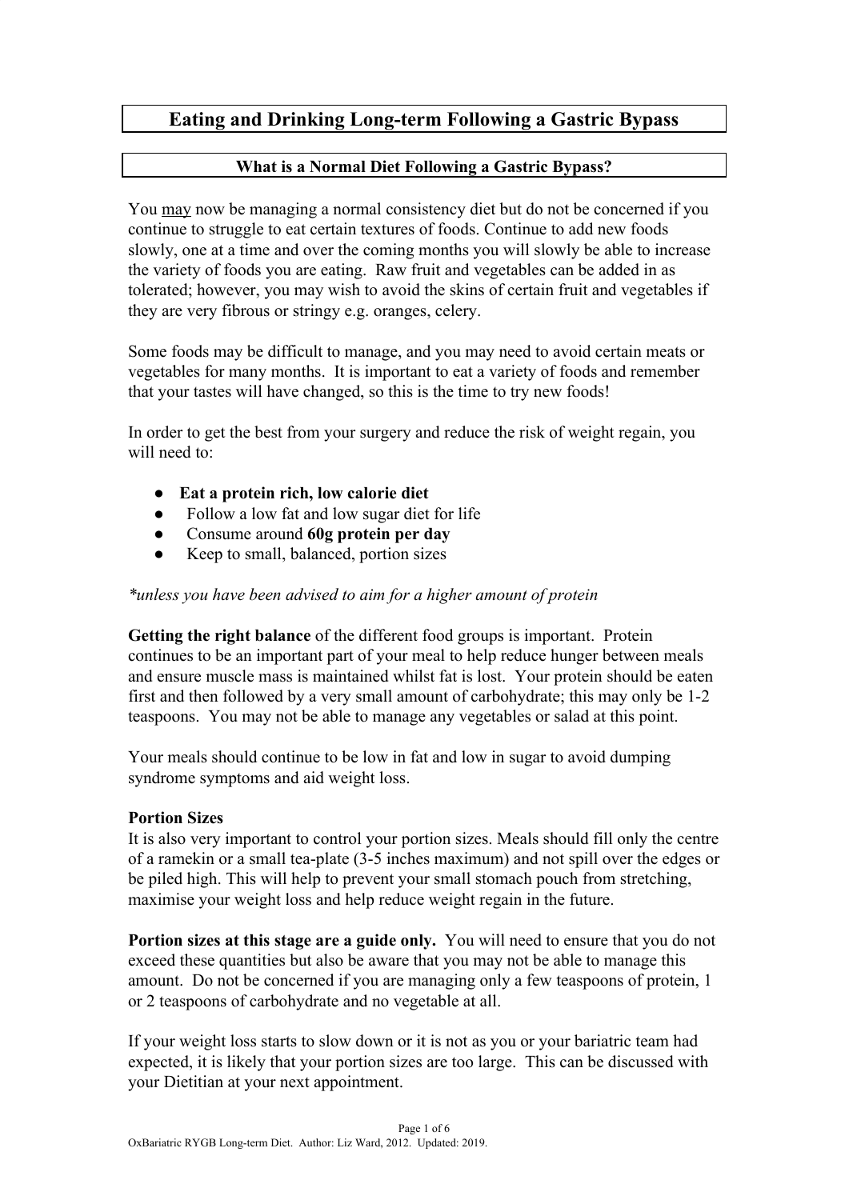# Eating and Drinking Long-term Following a Gastric Bypass

## What is a Normal Diet Following a Gastric Bypass?

You <u>may</u> now be managing a normal consistency diet but do not be concerned if you continue to struggle to eat certain textures of foods. Continue to add new foods slowly, one at a time and over the coming months you will slowly be able to increase the variety of foods you are eating. Raw fruit and vegetables can be added in as tolerated; however, you may wish to avoid the skins of certain fruit and vegetables if they are very fibrous or stringy e.g. oranges, celery.

Some foods may be difficult to manage, and you may need to avoid certain meats or vegetables for many months. It is important to eat a variety of foods and remember that your tastes will have changed, so this is the time to try new foods!

In order to get the best from your surgery and reduce the risk of weight regain, you will need to:

- **Eat a protein rich, low calorie diet**
- Follow a low fat and low sugar diet for life
- Consume around **60g protein per day**
- Keep to small, balanced, portion sizes

*\*unless you have been advised to aim for a higher amount of protein*

**Getting the right balance** of the different food groups is important. Protein continues to be an important part of your meal to help reduce hunger between meals and ensure muscle mass is maintained whilst fat is lost. Your protein should be eaten first and then followed by a very small amount of carbohydrate; this may only be 1-2 teaspoons. You may not be able to manage any vegetables or salad at this point.

Your meals should continue to be low in fat and low in sugar to avoid dumping syndrome symptoms and aid weight loss.

**Portion Sizes**

It is also very important to control your portion sizes. Meals should fill only the centre of a ramekin or a small tea-plate (3-5 inches maximum) and not spill over the edges or be piled high. This will help to prevent your small stomach pouch from stretching, maximise your weight loss and help reduce weight regain in the future.

**Portion sizes at this stage are a guide only.** You will need to ensure that you do not exceed these quantities but also be aware that you may not be able to manage this amount. Do not be concerned if you are managing only a few teaspoons of protein, 1 or 2 teaspoons of carbohydrate and no vegetable at all.

If your weight loss starts to slow down or it is not as you or your bariatric team had expected, it is likely that your portion sizes are too large. This can be discussed with your Dietitian at your next appointment.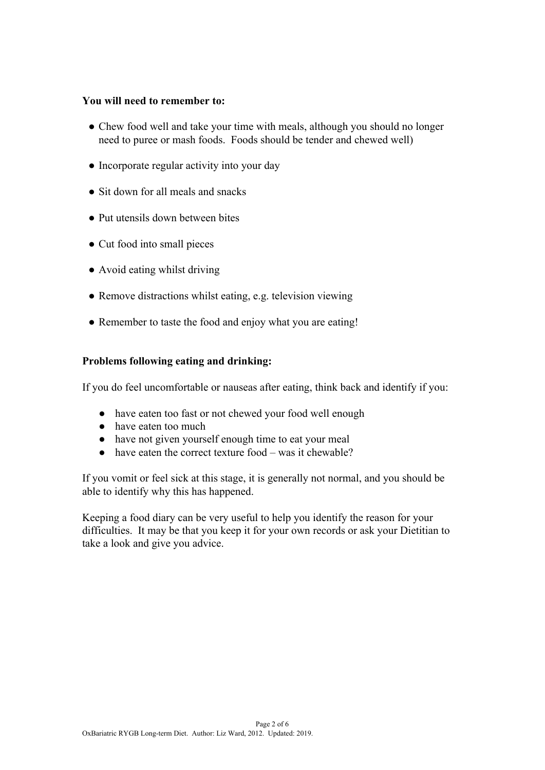**You will need to remember to:**

- Chew food well and take your time with meals, although you should no longer need to puree or mash foods. Foods should be tender and chewed well)
- Incorporate regular activity into your day
- Sit down for all meals and snacks
- Put utensils down between bites
- Cut food into small pieces
- Avoid eating whilst driving
- Remove distractions whilst eating, e.g. television viewing
- Remember to taste the food and enjoy what you are eating!

**Problems following eating and drinking:**

If you do feel uncomfortable or nauseas after eating, think back and identify if you:

- have eaten too fast or not chewed your food well enough
- have eaten too much
- have not given yourself enough time to eat your meal
- have eaten the correct texture food – was it chewable?

If you vomit or feel sick at this stage, it is generally not normal, and you should be able to identify why this has happened.

Keeping a food diary can be very useful to help you identify the reason for your difficulties. It may be that you keep it for your own records or ask your Dietitian to take a look and give you advice.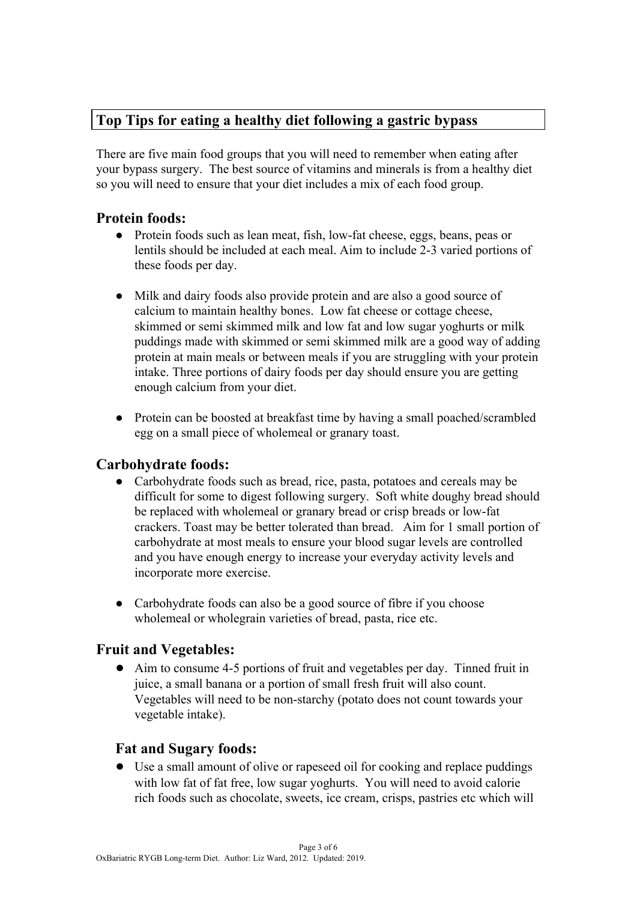## Top Tips for eating a healthy diet following a gastric bypass

There are five main food groups that you will need to remember when eating after your bypass surgery. The best source of vitamins and minerals is from a healthy diet so you will need to ensure that your diet includes a mix of each food group.

### Protein foods:

- Protein foods such as lean meat, fish, low-fat cheese, eggs, beans, peas or lentils should be included at each meal. Aim to include 2-3 varied portions of these foods per day.
- Milk and dairy foods also provide protein and are also a good source of calcium to maintain healthy bones. Low fat cheese or cottage cheese, skimmed or semi skimmed milk and low fat and low sugar yoghurts or milk puddings made with skimmed or semi skimmed milk are a good way of adding protein at main meals or between meals if you are struggling with your protein intake. Three portions of dairy foods per day should ensure you are getting enough calcium from your diet.
- Protein can be boosted at breakfast time by having a small poached/scrambled egg on a small piece of wholemeal or granary toast.

### Carbohydrate foods:

- Carbohydrate foods such as bread, rice, pasta, potatoes and cereals may be difficult for some to digest following surgery. Soft white doughy bread should be replaced with wholemeal or granary bread or crisp breads or low-fat crackers. Toast may be better tolerated than bread. Aim for 1 small portion of carbohydrate at most meals to ensure your blood sugar levels are controlled and you have enough energy to increase your everyday activity levels and incorporate more exercise.
- Carbohydrate foods can also be a good source of fibre if you choose wholemeal or wholegrain varieties of bread, pasta, rice etc.

### Fruit and Vegetables:

- Aim to consume 4-5 portions of fruit and vegetables per day. Tinned fruit in juice, a small banana or a portion of small fresh fruit will also count. Vegetables will need to be non-starchy (potato does not count towards your vegetable intake).

### Fat and Sugary foods:

- Use a small amount of olive or rapeseed oil for cooking and replace puddings with low fat of fat free, low sugar yoghurts. You will need to avoid calorie rich foods such as chocolate, sweets, ice cream, crisps, pastries etc which will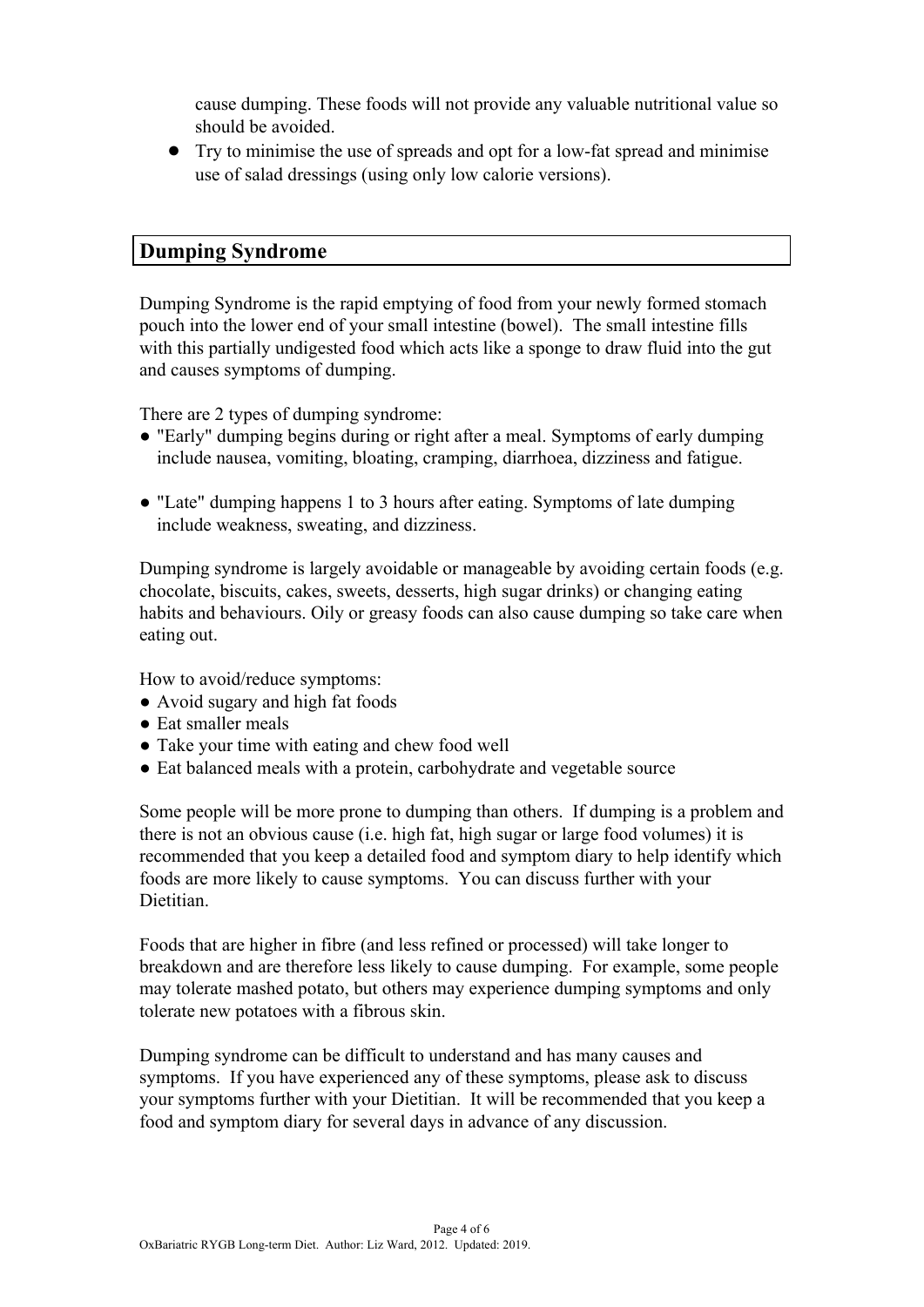cause dumping. These foods will not provide any valuable nutritional value so should be avoided.

- Try to minimise the use of spreads and opt for a low-fat spread and minimise use of salad dressings (using only low calorie versions).

## Dumping Syndrome

Dumping Syndrome is the rapid emptying of food from your newly formed stomach pouch into the lower end of your small intestine (bowel). The small intestine fills with this partially undigested food which acts like a sponge to draw fluid into the gut and causes symptoms of dumping.

There are 2 types of dumping syndrome:

- "Early" dumping begins during or right after a meal. Symptoms of early dumping include nausea, vomiting, bloating, cramping, diarrhoea, dizziness and fatigue.
- "Late" dumping happens 1 to 3 hours after eating. Symptoms of late dumping include weakness, sweating, and dizziness.

Dumping syndrome is largely avoidable or manageable by avoiding certain foods (e.g. chocolate, biscuits, cakes, sweets, desserts, high sugar drinks) or changing eating habits and behaviours. Oily or greasy foods can also cause dumping so take care when eating out.

How to avoid/reduce symptoms:

- Avoid sugary and high fat foods
- Eat smaller meals
- Take your time with eating and chew food well
- Eat balanced meals with a protein, carbohydrate and vegetable source

Some people will be more prone to dumping than others. If dumping is a problem and there is not an obvious cause (i.e. high fat, high sugar or large food volumes) it is recommended that you keep a detailed food and symptom diary to help identify which foods are more likely to cause symptoms. You can discuss further with your Dietitian.

Foods that are higher in fibre (and less refined or processed) will take longer to breakdown and are therefore less likely to cause dumping. For example, some people may tolerate mashed potato, but others may experience dumping symptoms and only tolerate new potatoes with a fibrous skin.

Dumping syndrome can be difficult to understand and has many causes and symptoms. If you have experienced any of these symptoms, please ask to discuss your symptoms further with your Dietitian. It will be recommended that you keep a food and symptom diary for several days in advance of any discussion.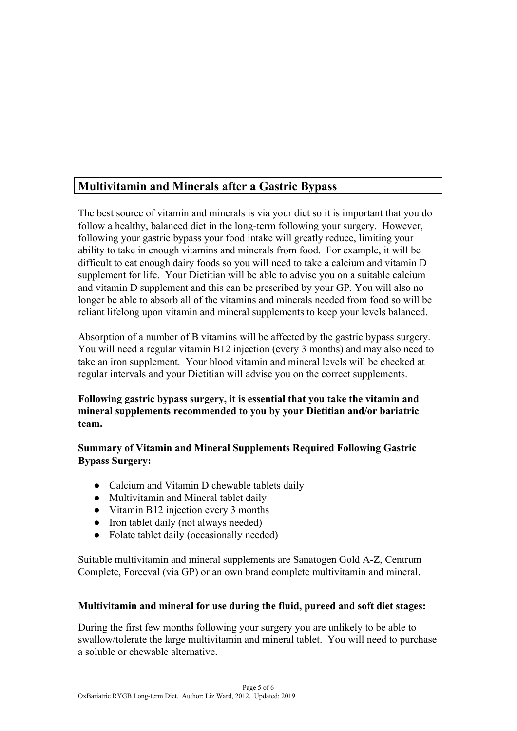## Multivitamin and Minerals after a Gastric Bypass

The best source of vitamin and minerals is via your diet so it is important that you do follow a healthy, balanced diet in the long-term following your surgery. However, following your gastric bypass your food intake will greatly reduce, limiting your ability to take in enough vitamins and minerals from food. For example, it will be difficult to eat enough dairy foods so you will need to take a calcium and vitamin D supplement for life. Your Dietitian will be able to advise you on a suitable calcium and vitamin D supplement and this can be prescribed by your GP. You will also no longer be able to absorb all of the vitamins and minerals needed from food so will be reliant lifelong upon vitamin and mineral supplements to keep your levels balanced.

Absorption of a number of B vitamins will be affected by the gastric bypass surgery. You will need a regular vitamin B12 injection (every 3 months) and may also need to take an iron supplement. Your blood vitamin and mineral levels will be checked at regular intervals and your Dietitian will advise you on the correct supplements.

**Following gastric bypass surgery, it is essential that you take the vitamin and mineral supplements recommended to you by your Dietitian and/or bariatric team.**

**Summary of Vitamin and Mineral Supplements Required Following Gastric Bypass Surgery:**

- Calcium and Vitamin D chewable tablets daily
- Multivitamin and Mineral tablet daily
- Vitamin B12 injection every 3 months
- Iron tablet daily (not always needed)
- Folate tablet daily (occasionally needed)

Suitable multivitamin and mineral supplements are Sanatogen Gold A-Z, Centrum Complete, Forceval (via GP) or an own brand complete multivitamin and mineral.

**Multivitamin and mineral for use during the fluid, pureed and soft diet stages:**

During the first few months following your surgery you are unlikely to be able to swallow/tolerate the large multivitamin and mineral tablet. You will need to purchase a soluble or chewable alternative.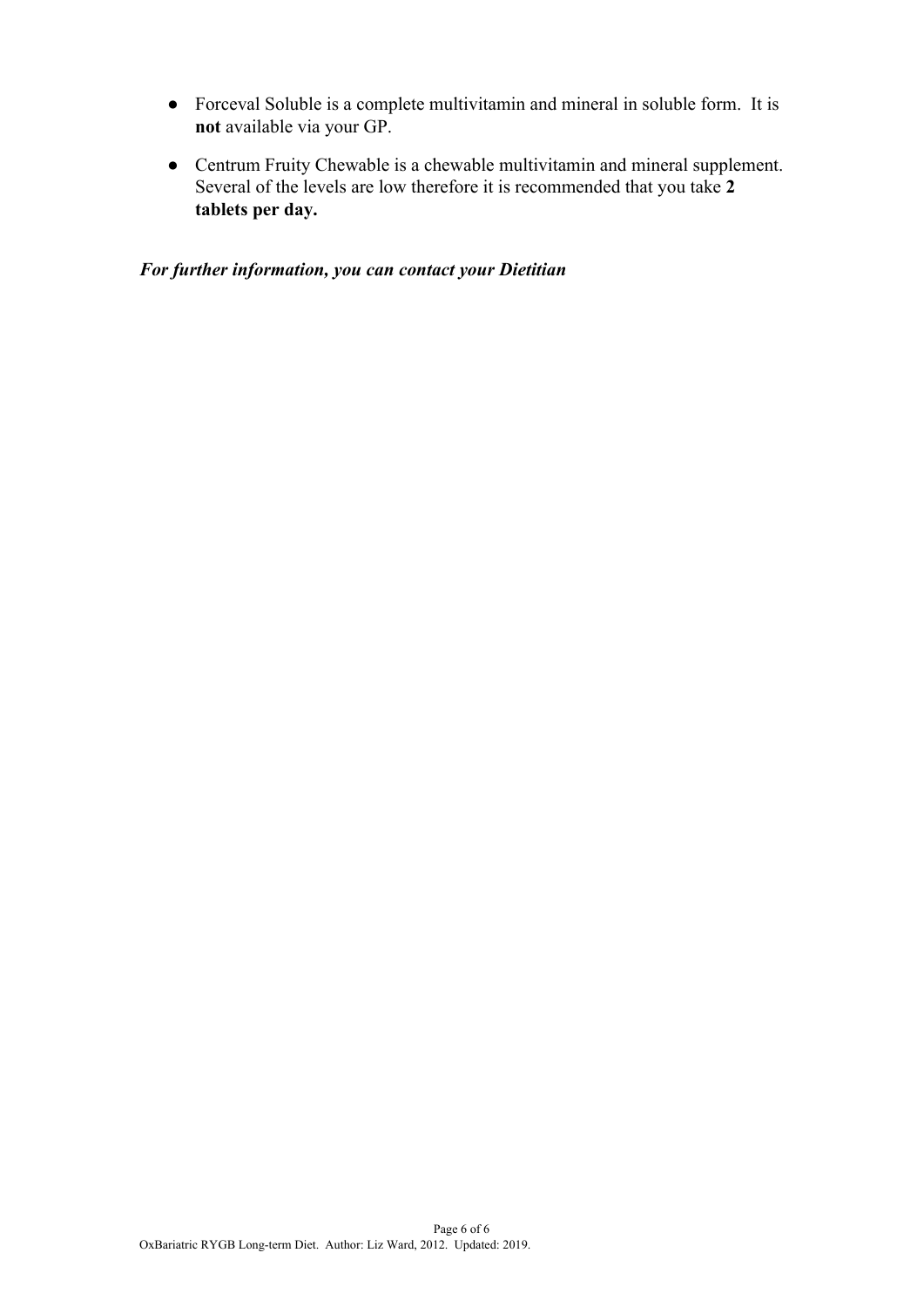- Forceval Soluble is a complete multivitamin and mineral in soluble form. It is **not** available via your GP.
- Centrum Fruity Chewable is a chewable multivitamin and mineral supplement. Several of the levels are low therefore it is recommended that you take **2 tablets per day.**

***For further information, you can contact your Dietitian***